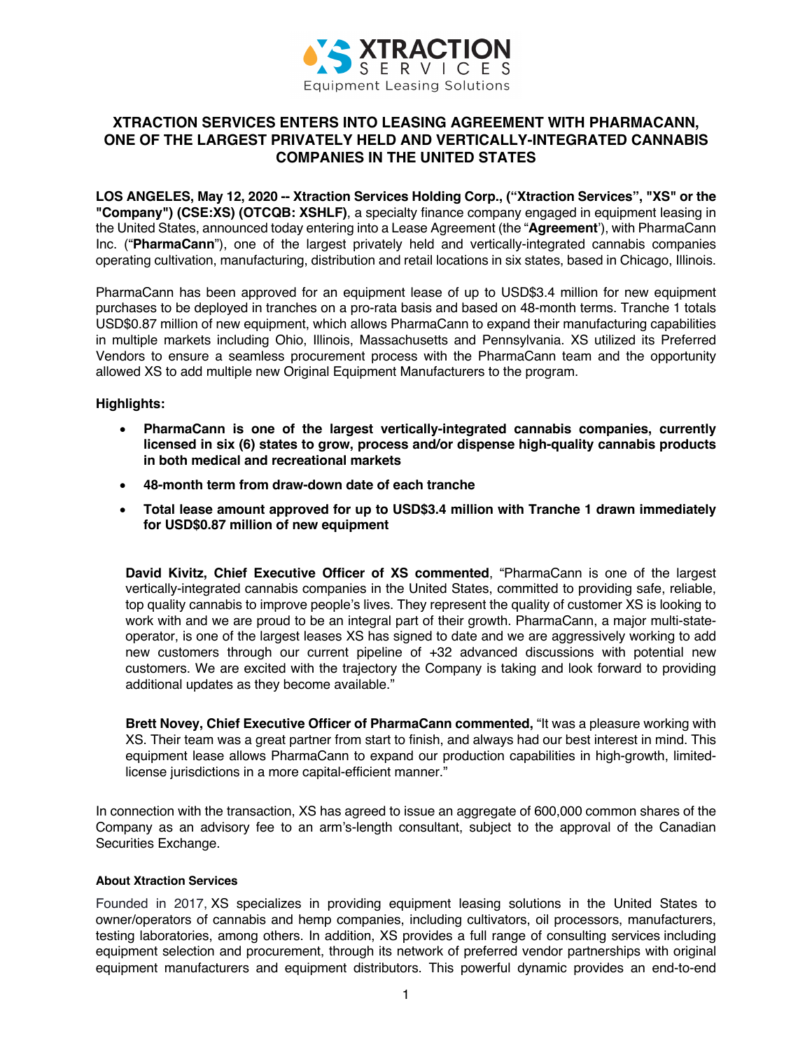# XTRACTION SERVICES ENTERS INTO LEASING AGREEMENT WITH PHARMACANN, ONE OF THE LARGEST PRIVATELY HELD AND VERTICALLY-INTEGRATED CANNABIS COMPANIES IN THE UNITED STATES

**LOS ANGELES, May 12, 2020 -- Xtraction Services Holding Corp., ("Xtraction Services", "XS" or the "Company") (CSE:XS) (OTCQB: XSHLF)**, a specialty finance company engaged in equipment leasing in the United States, announced today entering into a Lease Agreement (the "**Agreement**'), with PharmaCann Inc. ("**PharmaCann**"), one of the largest privately held and vertically-integrated cannabis companies operating cultivation, manufacturing, distribution and retail locations in six states, based in Chicago, Illinois.

PharmaCann has been approved for an equipment lease of up to USD$3.4 million for new equipment purchases to be deployed in tranches on a pro-rata basis and based on 48-month terms. Tranche 1 totals USD$0.87 million of new equipment, which allows PharmaCann to expand their manufacturing capabilities in multiple markets including Ohio, Illinois, Massachusetts and Pennsylvania. XS utilized its Preferred Vendors to ensure a seamless procurement process with the PharmaCann team and the opportunity allowed XS to add multiple new Original Equipment Manufacturers to the program.

**Highlights:**

- **PharmaCann is one of the largest vertically-integrated cannabis companies, currently licensed in six (6) states to grow, process and/or dispense high-quality cannabis products in both medical and recreational markets**
- **48-month term from draw-down date of each tranche**
- **Total lease amount approved for up to USD$3.4 million with Tranche 1 drawn immediately for USD$0.87 million of new equipment**

**David Kivitz, Chief Executive Officer of XS commented**, "PharmaCann is one of the largest vertically-integrated cannabis companies in the United States, committed to providing safe, reliable, top quality cannabis to improve people's lives. They represent the quality of customer XS is looking to work with and we are proud to be an integral part of their growth. PharmaCann, a major multi-state-operator, is one of the largest leases XS has signed to date and we are aggressively working to add new customers through our current pipeline of +32 advanced discussions with potential new customers. We are excited with the trajectory the Company is taking and look forward to providing additional updates as they become available."

**Brett Novey, Chief Executive Officer of PharmaCann commented,** "It was a pleasure working with XS. Their team was a great partner from start to finish, and always had our best interest in mind. This equipment lease allows PharmaCann to expand our production capabilities in high-growth, limited-license jurisdictions in a more capital-efficient manner."

In connection with the transaction, XS has agreed to issue an aggregate of 600,000 common shares of the Company as an advisory fee to an arm's-length consultant, subject to the approval of the Canadian Securities Exchange.

#### About Xtraction Services

Founded in 2017, XS specializes in providing equipment leasing solutions in the United States to owner/operators of cannabis and hemp companies, including cultivators, oil processors, manufacturers, testing laboratories, among others. In addition, XS provides a full range of consulting services including equipment selection and procurement, through its network of preferred vendor partnerships with original equipment manufacturers and equipment distributors. This powerful dynamic provides an end-to-end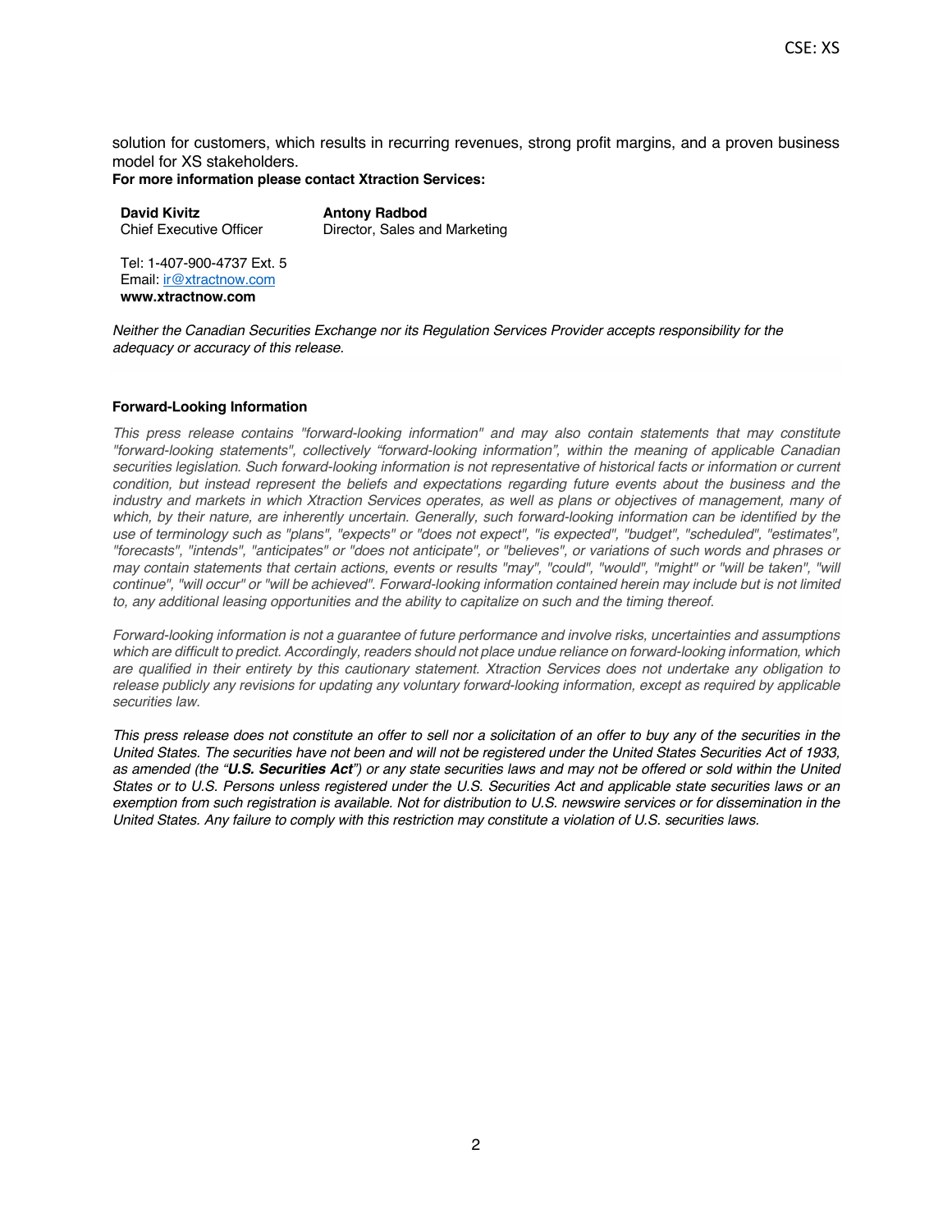solution for customers, which results in recurring revenues, strong profit margins, and a proven business model for XS stakeholders.

**For more information please contact Xtraction Services:**

| | |
|---|---|
| **David Kivitz** | **Antony Radbod** |
| Chief Executive Officer | Director, Sales and Marketing |

Tel: 1-407-900-4737 Ext. 5
Email: ir@xtractnow.com
**www.xtractnow.com**

*Neither the Canadian Securities Exchange nor its Regulation Services Provider accepts responsibility for the adequacy or accuracy of this release.*

**Forward-Looking Information**

*This press release contains "forward-looking information" and may also contain statements that may constitute "forward-looking statements", collectively "forward-looking information", within the meaning of applicable Canadian securities legislation. Such forward-looking information is not representative of historical facts or information or current condition, but instead represent the beliefs and expectations regarding future events about the business and the industry and markets in which Xtraction Services operates, as well as plans or objectives of management, many of which, by their nature, are inherently uncertain. Generally, such forward-looking information can be identified by the use of terminology such as "plans", "expects" or "does not expect", "is expected", "budget", "scheduled", "estimates", "forecasts", "intends", "anticipates" or "does not anticipate", or "believes", or variations of such words and phrases or may contain statements that certain actions, events or results "may", "could", "would", "might" or "will be taken", "will continue", "will occur" or "will be achieved". Forward-looking information contained herein may include but is not limited to, any additional leasing opportunities and the ability to capitalize on such and the timing thereof.*

*Forward-looking information is not a guarantee of future performance and involve risks, uncertainties and assumptions which are difficult to predict. Accordingly, readers should not place undue reliance on forward-looking information, which are qualified in their entirety by this cautionary statement. Xtraction Services does not undertake any obligation to release publicly any revisions for updating any voluntary forward-looking information, except as required by applicable securities law.*

*This press release does not constitute an offer to sell nor a solicitation of an offer to buy any of the securities in the United States. The securities have not been and will not be registered under the United States Securities Act of 1933, as amended (the "**U.S. Securities Act**") or any state securities laws and may not be offered or sold within the United States or to U.S. Persons unless registered under the U.S. Securities Act and applicable state securities laws or an exemption from such registration is available. Not for distribution to U.S. newswire services or for dissemination in the United States. Any failure to comply with this restriction may constitute a violation of U.S. securities laws.*